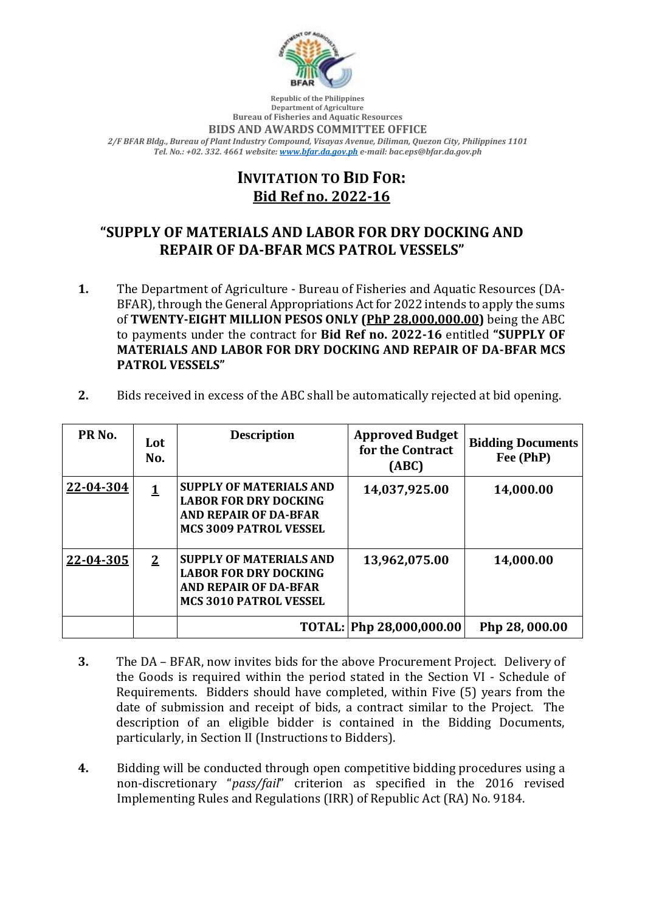Republic of the Philippines
Department of Agriculture
Bureau of Fisheries and Aquatic Resources
**BIDS AND AWARDS COMMITTEE OFFICE**
*2/F BFAR Bldg., Bureau of Plant Industry Compound, Visayas Avenue, Diliman, Quezon City, Philippines 1101*
*Tel. No.: +02. 332. 4661 website: www.bfar.da.gov.ph e-mail: bac.eps@bfar.da.gov.ph*

# INVITATION TO BID FOR:
# Bid Ref no. 2022-16

## "SUPPLY OF MATERIALS AND LABOR FOR DRY DOCKING AND REPAIR OF DA-BFAR MCS PATROL VESSELS"

1. The Department of Agriculture - Bureau of Fisheries and Aquatic Resources (DA-BFAR), through the General Appropriations Act for 2022 intends to apply the sums of **TWENTY-EIGHT MILLION PESOS ONLY (PhP 28,000,000.00)** being the ABC to payments under the contract for **Bid Ref no. 2022-16** entitled **"SUPPLY OF MATERIALS AND LABOR FOR DRY DOCKING AND REPAIR OF DA-BFAR MCS PATROL VESSELS"**

2. Bids received in excess of the ABC shall be automatically rejected at bid opening.

| PR No. | Lot No. | Description | Approved Budget for the Contract (ABC) | Bidding Documents Fee (PhP) |
|---|---|---|---|---|
| 22-04-304 | 1 | SUPPLY OF MATERIALS AND LABOR FOR DRY DOCKING AND REPAIR OF DA-BFAR MCS 3009 PATROL VESSEL | 14,037,925.00 | 14,000.00 |
| 22-04-305 | 2 | SUPPLY OF MATERIALS AND LABOR FOR DRY DOCKING AND REPAIR OF DA-BFAR MCS 3010 PATROL VESSEL | 13,962,075.00 | 14,000.00 |
| | | TOTAL: | Php 28,000,000.00 | Php 28, 000.00 |

3. The DA – BFAR, now invites bids for the above Procurement Project. Delivery of the Goods is required within the period stated in the Section VI - Schedule of Requirements. Bidders should have completed, within Five (5) years from the date of submission and receipt of bids, a contract similar to the Project. The description of an eligible bidder is contained in the Bidding Documents, particularly, in Section II (Instructions to Bidders).

4. Bidding will be conducted through open competitive bidding procedures using a non-discretionary "*pass/fail*" criterion as specified in the 2016 revised Implementing Rules and Regulations (IRR) of Republic Act (RA) No. 9184.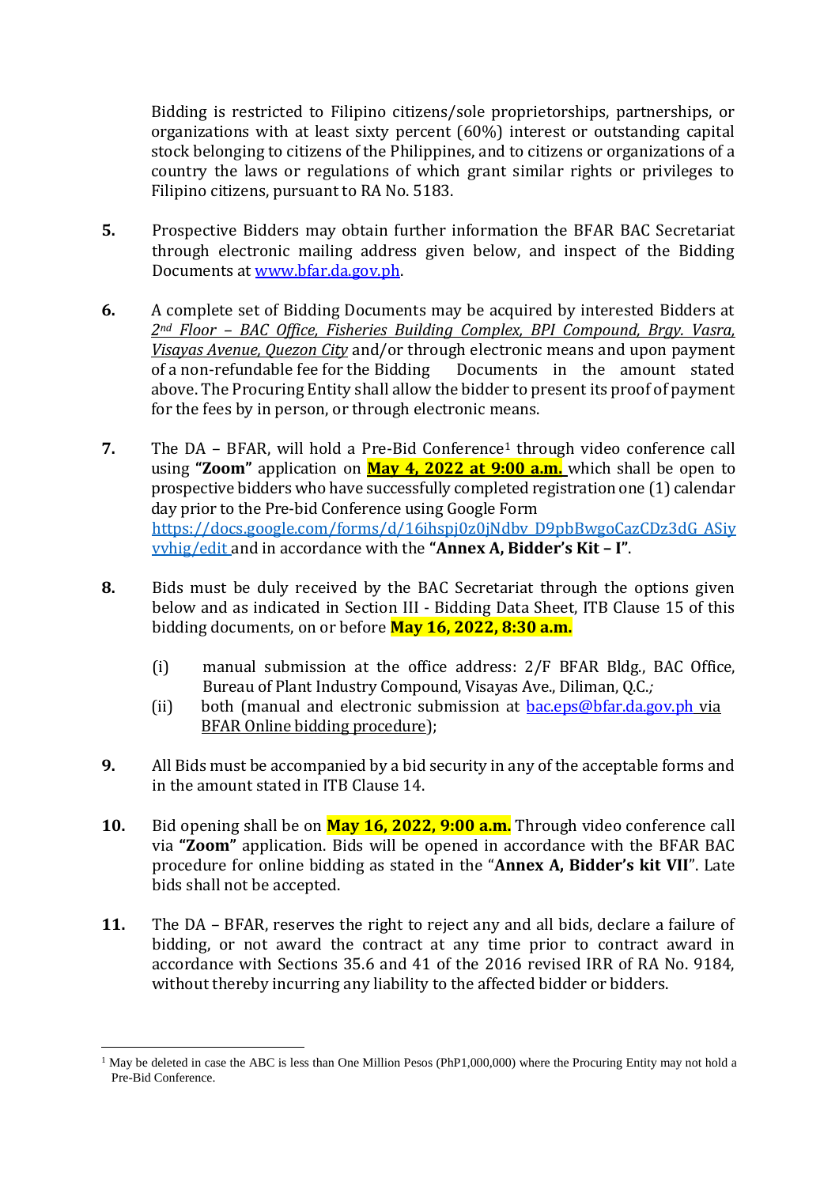Bidding is restricted to Filipino citizens/sole proprietorships, partnerships, or organizations with at least sixty percent (60%) interest or outstanding capital stock belonging to citizens of the Philippines, and to citizens or organizations of a country the laws or regulations of which grant similar rights or privileges to Filipino citizens, pursuant to RA No. 5183.

5. Prospective Bidders may obtain further information the BFAR BAC Secretariat through electronic mailing address given below, and inspect of the Bidding Documents at [www.bfar.da.gov.ph](http://www.bfar.da.gov.ph).

6. A complete set of Bidding Documents may be acquired by interested Bidders at *2nd Floor – BAC Office, Fisheries Building Complex, BPI Compound, Brgy. Vasra, Visayas Avenue, Quezon City* and/or through electronic means and upon payment of a non-refundable fee for the Bidding Documents in the amount stated above. The Procuring Entity shall allow the bidder to present its proof of payment for the fees by in person, or through electronic means.

7. The DA – BFAR, will hold a Pre-Bid Conference[1] through video conference call using **"Zoom"** application on **May 4, 2022 at 9:00 a.m.** which shall be open to prospective bidders who have successfully completed registration one (1) calendar day prior to the Pre-bid Conference using Google Form https://docs.google.com/forms/d/16ihspj0z0jNdbv_D9pbBwgoCazCDz3dG_ASiyvvhig/edit and in accordance with the **"Annex A, Bidder's Kit – I"**.

8. Bids must be duly received by the BAC Secretariat through the options given below and as indicated in Section III - Bidding Data Sheet, ITB Clause 15 of this bidding documents, on or before **May 16, 2022, 8:30 a.m.**

   (i) manual submission at the office address: 2/F BFAR Bldg., BAC Office, Bureau of Plant Industry Compound, Visayas Ave., Diliman, Q.C.*;*

   (ii) both (manual and electronic submission at bac.eps@bfar.da.gov.ph via BFAR Online bidding procedure);

9. All Bids must be accompanied by a bid security in any of the acceptable forms and in the amount stated in ITB Clause 14.

10. Bid opening shall be on **May 16, 2022, 9:00 a.m.** Through video conference call via **"Zoom"** application. Bids will be opened in accordance with the BFAR BAC procedure for online bidding as stated in the "**Annex A, Bidder's kit VII**". Late bids shall not be accepted.

11. The DA – BFAR, reserves the right to reject any and all bids, declare a failure of bidding, or not award the contract at any time prior to contract award in accordance with Sections 35.6 and 41 of the 2016 revised IRR of RA No. 9184, without thereby incurring any liability to the affected bidder or bidders.

---

[1] May be deleted in case the ABC is less than One Million Pesos (PhP1,000,000) where the Procuring Entity may not hold a Pre-Bid Conference.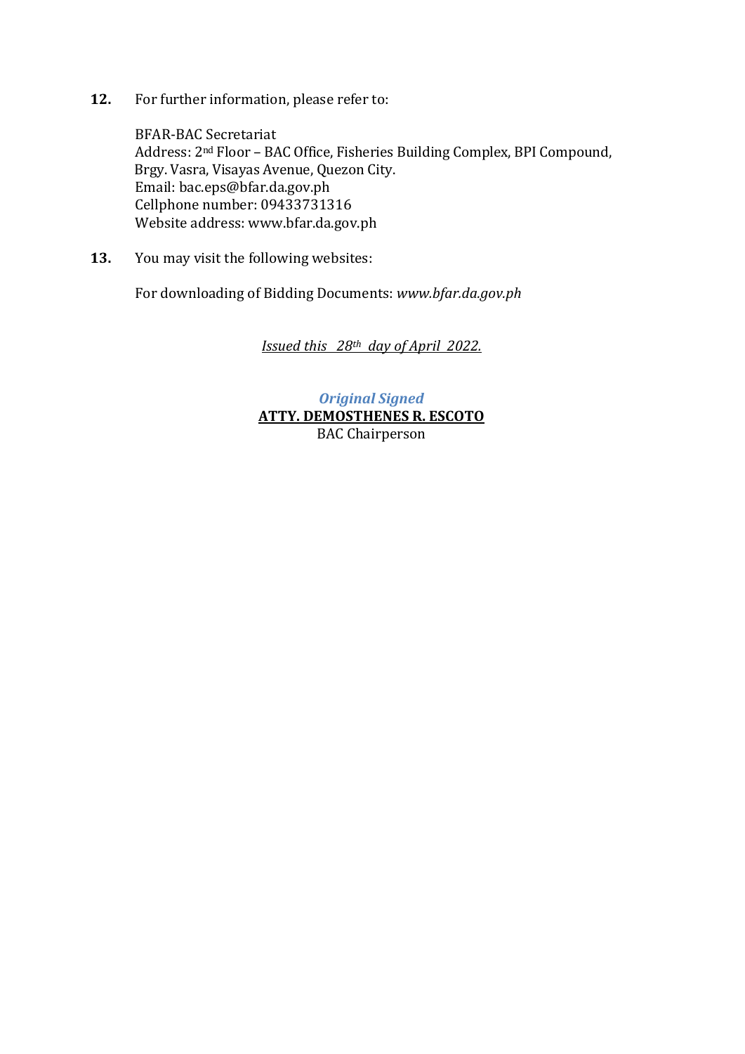**12.** For further information, please refer to:

BFAR-BAC Secretariat
Address: 2nd Floor – BAC Office, Fisheries Building Complex, BPI Compound, Brgy. Vasra, Visayas Avenue, Quezon City.
Email: bac.eps@bfar.da.gov.ph
Cellphone number: 09433731316
Website address: www.bfar.da.gov.ph

**13.** You may visit the following websites:

For downloading of Bidding Documents: *www.bfar.da.gov.ph*

*Issued this 28th day of April 2022.*

***Original Signed***
**ATTY. DEMOSTHENES R. ESCOTO**
BAC Chairperson